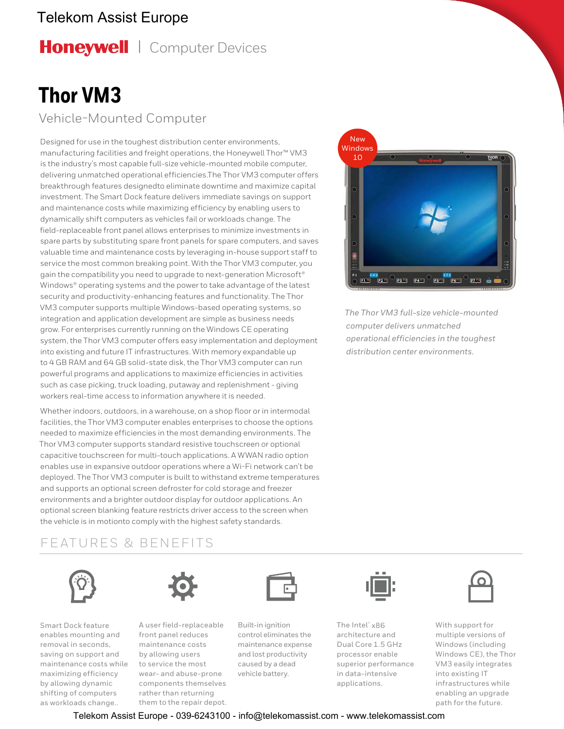Telekom Assist Europe

**Honeywell** | Computer Devices

# Thor VM3

## Vehicle-Mounted Computer

Designed for use in the toughest distribution center environments, manufacturing facilities and freight operations, the Honeywell Thor™ VM3 is the industry's most capable full-size vehicle-mounted mobile computer, delivering unmatched operational efficiencies.The Thor VM3 computer offers breakthrough features designedto eliminate downtime and maximize capital investment. The Smart Dock feature delivers immediate savings on support and maintenance costs while maximizing efficiency by enabling users to dynamically shift computers as vehicles fail or workloads change. The field-replaceable front panel allows enterprises to minimize investments in spare parts by substituting spare front panels for spare computers, and saves valuable time and maintenance costs by leveraging in-house support staff to service the most common breaking point. With the Thor VM3 computer, you gain the compatibility you need to upgrade to next-generation Microsoft® Windows® operating systems and the power to take advantage of the latest security and productivity-enhancing features and functionality. The Thor VM3 computer supports multiple Windows-based operating systems, so integration and application development are simple as business needs grow. For enterprises currently running on the Windows CE operating system, the Thor VM3 computer offers easy implementation and deployment into existing and future IT infrastructures. With memory expandable up to 4 GB RAM and 64 GB solid-state disk, the Thor VM3 computer can run powerful programs and applications to maximize efficiencies in activities such as case picking, truck loading, putaway and replenishment - giving workers real-time access to information anywhere it is needed.

Whether indoors, outdoors, in a warehouse, on a shop floor or in intermodal facilities, the Thor VM3 computer enables enterprises to choose the options needed to maximize efficiencies in the most demanding environments. The Thor VM3 computer supports standard resistive touchscreen or optional capacitive touchscreen for multi-touch applications. A WWAN radio option enables use in expansive outdoor operations where a Wi-Fi network can't be deployed. The Thor VM3 computer is built to withstand extreme temperatures and supports an optional screen defroster for cold storage and freezer environments and a brighter outdoor display for outdoor applications. An optional screen blanking feature restricts driver access to the screen when the vehicle is in motionto comply with the highest safety standards.

New Windows 10

*The Thor VM3 full-size vehicle-mounted computer delivers unmatched operational efficiencies in the toughest distribution center environments.*

## FEATURES & BENEFITS

- Smart Dock feature enables mounting and removal in seconds, saving on support and maintenance costs while maximizing efficiency by allowing dynamic shifting of computers as workloads change..
- A user field-replaceable front panel reduces maintenance costs by allowing users to service the most wear- and abuse-prone components themselves rather than returning them to the repair depot.
- Built-in ignition control eliminates the maintenance expense and lost productivity caused by a dead vehicle battery.
- The Intel® x86 architecture and Dual Core 1.5 GHz processor enable superior performance in data-intensive applications.
- With support for multiple versions of Windows (including Windows CE), the Thor VM3 easily integrates into existing IT infrastructures while enabling an upgrade path for the future.

Telekom Assist Europe - 039-6243100 - info@telekomassist.com - www.telekomassist.com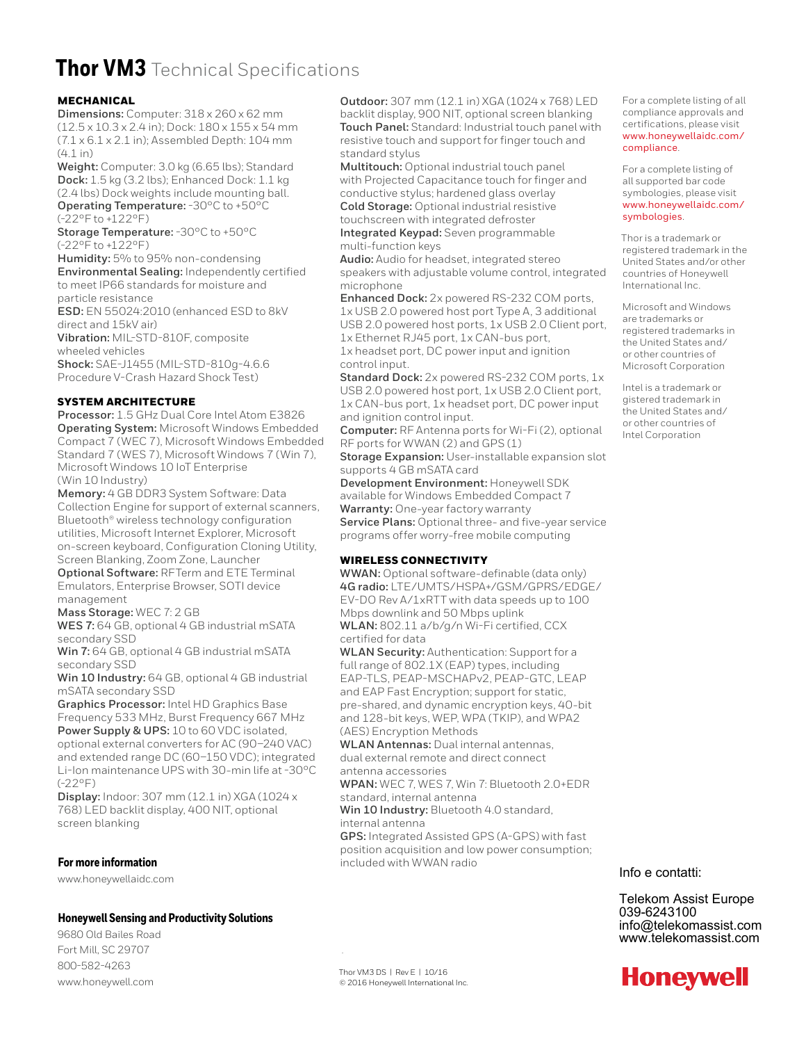# Thor VM3 Technical Specifications

### MECHANICAL

**Dimensions:** Computer: 318 x 260 x 62 mm (12.5 x 10.3 x 2.4 in); Dock: 180 x 155 x 54 mm (7.1 x 6.1 x 2.1 in); Assembled Depth: 104 mm (4.1 in)
**Weight:** Computer: 3.0 kg (6.65 lbs); Standard **Dock:** 1.5 kg (3.2 lbs); Enhanced Dock: 1.1 kg (2.4 lbs) Dock weights include mounting ball.
**Operating Temperature:** -30°C to +50°C (-22°F to +122°F)
**Storage Temperature:** -30°C to +50°C (-22°F to +122°F)
**Humidity:** 5% to 95% non-condensing
**Environmental Sealing:** Independently certified to meet IP66 standards for moisture and particle resistance
**ESD:** EN 55024:2010 (enhanced ESD to 8kV direct and 15kV air)
**Vibration:** MIL-STD-810F, composite wheeled vehicles
**Shock:** SAE-J1455 (MIL-STD-810g-4.6.6 Procedure V-Crash Hazard Shock Test)

### SYSTEM ARCHITECTURE

**Processor:** 1.5 GHz Dual Core Intel Atom E3826
**Operating System:** Microsoft Windows Embedded Compact 7 (WEC 7), Microsoft Windows Embedded Standard 7 (WES 7), Microsoft Windows 7 (Win 7), Microsoft Windows 10 IoT Enterprise (Win 10 Industry)
**Memory:** 4 GB DDR3 System Software: Data Collection Engine for support of external scanners, Bluetooth® wireless technology configuration utilities, Microsoft Internet Explorer, Microsoft on-screen keyboard, Configuration Cloning Utility, Screen Blanking, Zoom Zone, Launcher
**Optional Software:** RFTerm and ETE Terminal Emulators, Enterprise Browser, SOTI device management
**Mass Storage:** WEC 7: 2 GB
**WES 7:** 64 GB, optional 4 GB industrial mSATA secondary SSD
**Win 7:** 64 GB, optional 4 GB industrial mSATA secondary SSD
**Win 10 Industry:** 64 GB, optional 4 GB industrial mSATA secondary SSD
**Graphics Processor:** Intel HD Graphics Base Frequency 533 MHz, Burst Frequency 667 MHz
**Power Supply & UPS:** 10 to 60 VDC isolated, optional external converters for AC (90–240 VAC) and extended range DC (60–150 VDC); integrated Li-Ion maintenance UPS with 30-min life at -30°C (-22°F)
**Display:** Indoor: 307 mm (12.1 in) XGA (1024 x 768) LED backlit display, 400 NIT, optional screen blanking
**Outdoor:** 307 mm (12.1 in) XGA (1024 x 768) LED backlit display, 900 NIT, optional screen blanking
**Touch Panel:** Standard: Industrial touch panel with resistive touch and support for finger touch and standard stylus
**Multitouch:** Optional industrial touch panel with Projected Capacitance touch for finger and conductive stylus; hardened glass overlay
**Cold Storage:** Optional industrial resistive touchscreen with integrated defroster
**Integrated Keypad:** Seven programmable multi-function keys
**Audio:** Audio for headset, integrated stereo speakers with adjustable volume control, integrated microphone
**Enhanced Dock:** 2x powered RS-232 COM ports, 1x USB 2.0 powered host port Type A, 3 additional USB 2.0 powered host ports, 1x USB 2.0 Client port, 1x Ethernet RJ45 port, 1x CAN-bus port, 1x headset port, DC power input and ignition control input.
**Standard Dock:** 2x powered RS-232 COM ports, 1x USB 2.0 powered host port, 1x USB 2.0 Client port, 1x CAN-bus port, 1x headset port, DC power input and ignition control input.
**Computer:** RF Antenna ports for Wi-Fi (2), optional RF ports for WWAN (2) and GPS (1)
**Storage Expansion:** User-installable expansion slot supports 4 GB mSATA card
**Development Environment:** Honeywell SDK available for Windows Embedded Compact 7
**Warranty:** One-year factory warranty
**Service Plans:** Optional three- and five-year service programs offer worry-free mobile computing

### WIRELESS CONNECTIVITY

**WWAN:** Optional software-definable (data only)
**4G radio:** LTE/UMTS/HSPA+/GSM/GPRS/EDGE/EV-DO Rev A/1xRTT with data speeds up to 100 Mbps downlink and 50 Mbps uplink
**WLAN:** 802.11 a/b/g/n Wi-Fi certified, CCX certified for data
**WLAN Security:** Authentication: Support for a full range of 802.1X (EAP) types, including EAP-TLS, PEAP-MSCHAPv2, PEAP-GTC, LEAP and EAP Fast Encryption; support for static, pre-shared, and dynamic encryption keys, 40-bit and 128-bit keys, WEP, WPA (TKIP), and WPA2 (AES) Encryption Methods
**WLAN Antennas:** Dual internal antennas, dual external remote and direct connect antenna accessories
**WPAN:** WEC 7, WES 7, Win 7: Bluetooth 2.0+EDR standard, internal antenna
**Win 10 Industry:** Bluetooth 4.0 standard, internal antenna
**GPS:** Integrated Assisted GPS (A-GPS) with fast position acquisition and low power consumption; included with WWAN radio

For a complete listing of all compliance approvals and certifications, please visit www.honeywellaidc.com/compliance.

For a complete listing of all supported bar code symbologies, please visit www.honeywellaidc.com/symbologies.

Thor is a trademark or registered trademark in the United States and/or other countries of Honeywell International Inc.

Microsoft and Windows are trademarks or registered trademarks in the United States and/or other countries of Microsoft Corporation

Intel is a trademark or gistered trademark in the United States and/or other countries of Intel Corporation

**For more information**

www.honeywellaidc.com

**Honeywell Sensing and Productivity Solutions**

9680 Old Bailes Road
Fort Mill, SC 29707
800-582-4263
www.honeywell.com

Thor VM3 DS | Rev E | 10/16
© 2016 Honeywell International Inc.

Info e contatti:

Telekom Assist Europe
039-6243100
info@telekomassist.com
www.telekomassist.com

Honeywell